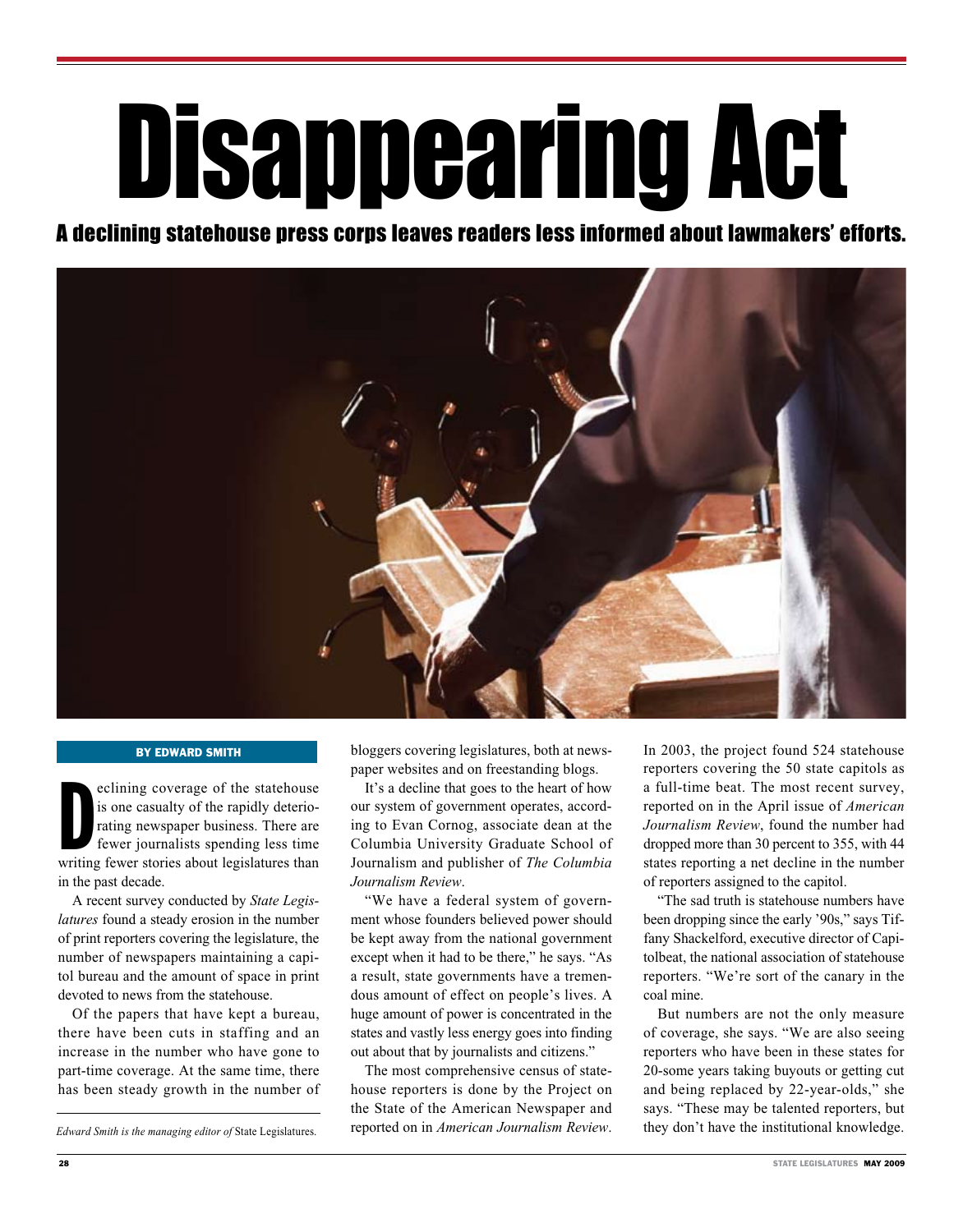# Disappearing Act

## A declining statehouse press corps leaves readers less informed about lawmakers' efforts.

**BY EDWARD SMITH**

Declining coverage of the statehouse is one casualty of the rapidly deteriorating newspaper business. There are fewer journalists spending less time writing fewer stories about legislatures than in the past decade.

A recent survey conducted by *State Legislatures* found a steady erosion in the number of print reporters covering the legislature, the number of newspapers maintaining a capitol bureau and the amount of space in print devoted to news from the statehouse.

Of the papers that have kept a bureau, there have been cuts in staffing and an increase in the number who have gone to part-time coverage. At the same time, there has been steady growth in the number of bloggers covering legislatures, both at newspaper websites and on freestanding blogs.

It's a decline that goes to the heart of how our system of government operates, according to Evan Cornog, associate dean at the Columbia University Graduate School of Journalism and publisher of *The Columbia Journalism Review*.

"We have a federal system of government whose founders believed power should be kept away from the national government except when it had to be there," he says. "As a result, state governments have a tremendous amount of effect on people's lives. A huge amount of power is concentrated in the states and vastly less energy goes into finding out about that by journalists and citizens."

The most comprehensive census of statehouse reporters is done by the Project on the State of the American Newspaper and reported on in *American Journalism Review*. In 2003, the project found 524 statehouse reporters covering the 50 state capitols as a full-time beat. The most recent survey, reported on in the April issue of *American Journalism Review*, found the number had dropped more than 30 percent to 355, with 44 states reporting a net decline in the number of reporters assigned to the capitol.

"The sad truth is statehouse numbers have been dropping since the early '90s," says Tiffany Shackelford, executive director of Capitolbeat, the national association of statehouse reporters. "We're sort of the canary in the coal mine.

But numbers are not the only measure of coverage, she says. "We are also seeing reporters who have been in these states for 20-some years taking buyouts or getting cut and being replaced by 22-year-olds," she says. "These may be talented reporters, but they don't have the institutional knowledge.

*Edward Smith is the managing editor of* State Legislatures.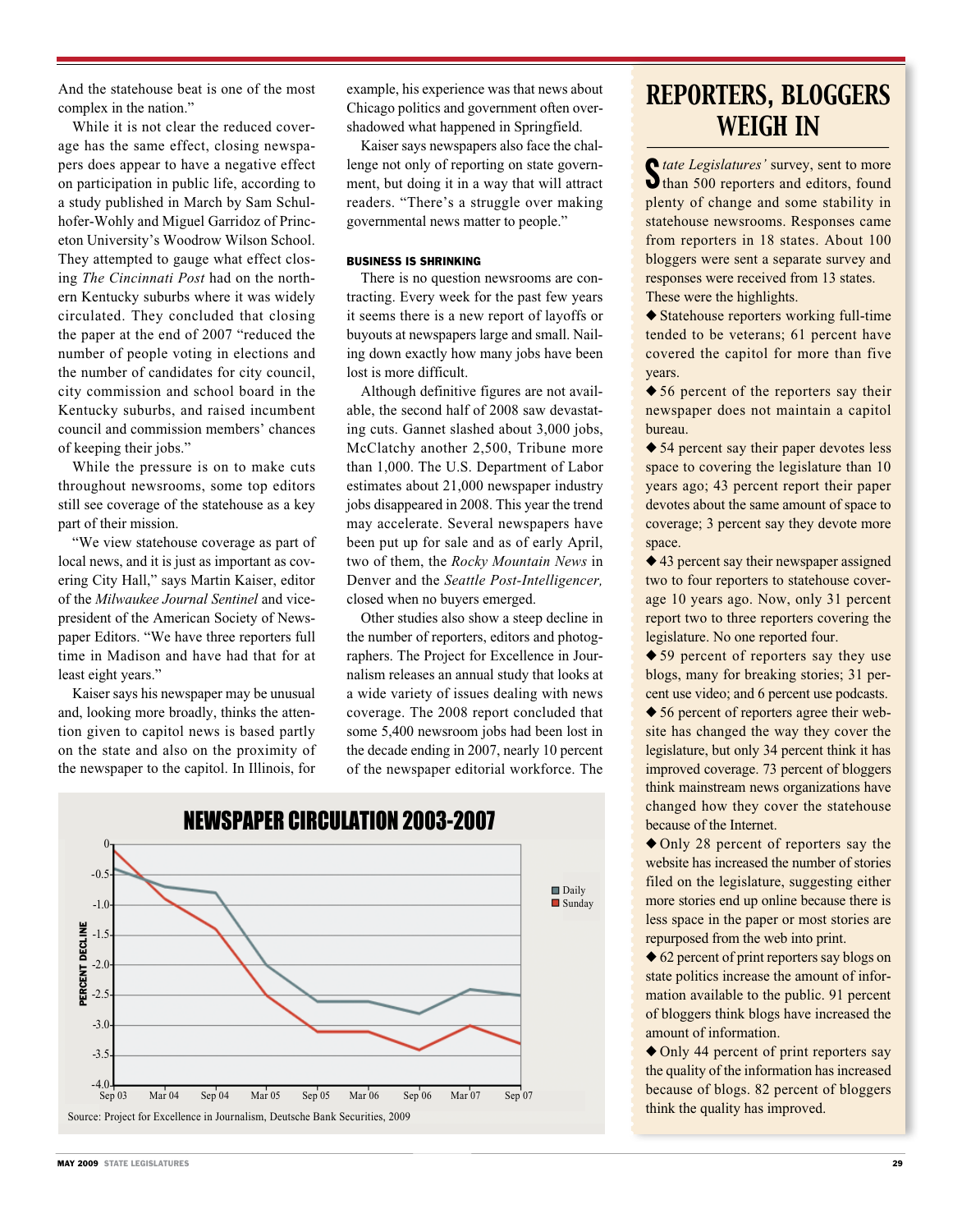And the statehouse beat is one of the most complex in the nation."

While it is not clear the reduced coverage has the same effect, closing newspapers does appear to have a negative effect on participation in public life, according to a study published in March by Sam Schulhofer-Wohly and Miguel Garridoz of Princeton University's Woodrow Wilson School. They attempted to gauge what effect closing *The Cincinnati Post* had on the northern Kentucky suburbs where it was widely circulated. They concluded that closing the paper at the end of 2007 "reduced the number of people voting in elections and the number of candidates for city council, city commission and school board in the Kentucky suburbs, and raised incumbent council and commission members' chances of keeping their jobs."

While the pressure is on to make cuts throughout newsrooms, some top editors still see coverage of the statehouse as a key part of their mission.

"We view statehouse coverage as part of local news, and it is just as important as covering City Hall," says Martin Kaiser, editor of the *Milwaukee Journal Sentinel* and vice-president of the American Society of Newspaper Editors. "We have three reporters full time in Madison and have had that for at least eight years."

Kaiser says his newspaper may be unusual and, looking more broadly, thinks the attention given to capitol news is based partly on the state and also on the proximity of the newspaper to the capitol. In Illinois, for example, his experience was that news about Chicago politics and government often overshadowed what happened in Springfield.

Kaiser says newspapers also face the challenge not only of reporting on state government, but doing it in a way that will attract readers. "There's a struggle over making governmental news matter to people."

#### BUSINESS IS SHRINKING

There is no question newsrooms are contracting. Every week for the past few years it seems there is a new report of layoffs or buyouts at newspapers large and small. Nailing down exactly how many jobs have been lost is more difficult.

Although definitive figures are not available, the second half of 2008 saw devastating cuts. Gannet slashed about 3,000 jobs, McClatchy another 2,500, Tribune more than 1,000. The U.S. Department of Labor estimates about 21,000 newspaper industry jobs disappeared in 2008. This year the trend may accelerate. Several newspapers have been put up for sale and as of early April, two of them, the *Rocky Mountain News* in Denver and the *Seattle Post-Intelligencer,* closed when no buyers emerged.

Other studies also show a steep decline in the number of reporters, editors and photographers. The Project for Excellence in Journalism releases an annual study that looks at a wide variety of issues dealing with news coverage. The 2008 report concluded that some 5,400 newsroom jobs had been lost in the decade ending in 2007, nearly 10 percent of the newspaper editorial workforce. The

**NEWSPAPER CIRCULATION 2003-2007**

| | Sep 03 | Mar 04 | Sep 04 | Mar 05 | Sep 05 | Mar 06 | Sep 06 | Mar 07 | Sep 07 |
|---|---|---|---|---|---|---|---|---|---|
| Daily | -0.4 | -0.7 | -0.8 | -2.0 | -2.6 | -2.6 | -2.8 | -2.4 | -2.5 |
| Sunday | -0.1 | -0.9 | -1.4 | -2.5 | -3.1 | -3.1 | -3.4 | -3.0 | -3.3 |

PERCENT DECLINE

Source: Project for Excellence in Journalism, Deutsche Bank Securities, 2009

## REPORTERS, BLOGGERS WEIGH IN

*State Legislatures'* survey, sent to more than 500 reporters and editors, found plenty of change and some stability in statehouse newsrooms. Responses came from reporters in 18 states. About 100 bloggers were sent a separate survey and responses were received from 13 states. These were the highlights.

- ◆ Statehouse reporters working full-time tended to be veterans; 61 percent have covered the capitol for more than five years.
- ◆ 56 percent of the reporters say their newspaper does not maintain a capitol bureau.
- ◆ 54 percent say their paper devotes less space to covering the legislature than 10 years ago; 43 percent report their paper devotes about the same amount of space to coverage; 3 percent say they devote more space.
- ◆ 43 percent say their newspaper assigned two to four reporters to statehouse coverage 10 years ago. Now, only 31 percent report two to three reporters covering the legislature. No one reported four.
- ◆ 59 percent of reporters say they use blogs, many for breaking stories; 31 percent use video; and 6 percent use podcasts.
- ◆ 56 percent of reporters agree their website has changed the way they cover the legislature, but only 34 percent think it has improved coverage. 73 percent of bloggers think mainstream news organizations have changed how they cover the statehouse because of the Internet.
- ◆ Only 28 percent of reporters say the website has increased the number of stories filed on the legislature, suggesting either more stories end up online because there is less space in the paper or most stories are repurposed from the web into print.
- ◆ 62 percent of print reporters say blogs on state politics increase the amount of information available to the public. 91 percent of bloggers think blogs have increased the amount of information.
- ◆ Only 44 percent of print reporters say the quality of the information has increased because of blogs. 82 percent of bloggers think the quality has improved.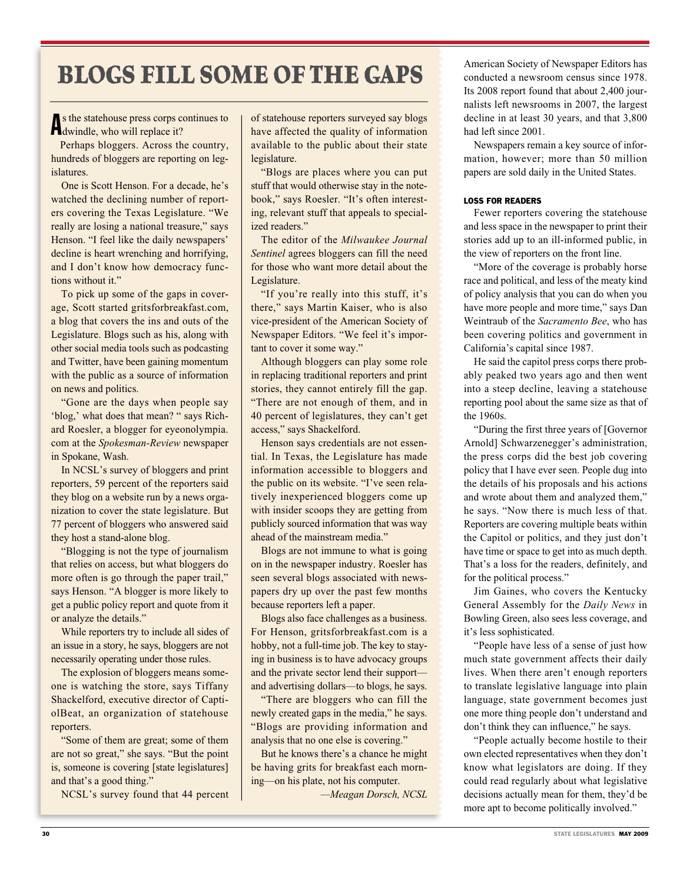# BLOGS FILL SOME OF THE GAPS

As the statehouse press corps continues to dwindle, who will replace it?

Perhaps bloggers. Across the country, hundreds of bloggers are reporting on legislatures.

One is Scott Henson. For a decade, he's watched the declining number of reporters covering the Texas Legislature. "We really are losing a national treasure," says Henson. "I feel like the daily newspapers' decline is heart wrenching and horrifying, and I don't know how democracy functions without it."

To pick up some of the gaps in coverage, Scott started gritsforbreakfast.com, a blog that covers the ins and outs of the Legislature. Blogs such as his, along with other social media tools such as podcasting and Twitter, have been gaining momentum with the public as a source of information on news and politics.

"Gone are the days when people say 'blog,' what does that mean? " says Richard Roesler, a blogger for eyeonolympia.com at the *Spokesman-Review* newspaper in Spokane, Wash.

In NCSL's survey of bloggers and print reporters, 59 percent of the reporters said they blog on a website run by a news organization to cover the state legislature. But 77 percent of bloggers who answered said they host a stand-alone blog.

"Blogging is not the type of journalism that relies on access, but what bloggers do more often is go through the paper trail," says Henson. "A blogger is more likely to get a public policy report and quote from it or analyze the details."

While reporters try to include all sides of an issue in a story, he says, bloggers are not necessarily operating under those rules.

The explosion of bloggers means someone is watching the store, says Tiffany Shackelford, executive director of CapitolBeat, an organization of statehouse reporters.

"Some of them are great; some of them are not so great," she says. "But the point is, someone is covering [state legislatures] and that's a good thing."

NCSL's survey found that 44 percent of statehouse reporters surveyed say blogs have affected the quality of information available to the public about their state legislature.

"Blogs are places where you can put stuff that would otherwise stay in the notebook," says Roesler. "It's often interesting, relevant stuff that appeals to specialized readers."

The editor of the *Milwaukee Journal Sentinel* agrees bloggers can fill the need for those who want more detail about the Legislature.

"If you're really into this stuff, it's there," says Martin Kaiser, who is also vice-president of the American Society of Newspaper Editors. "We feel it's important to cover it some way."

Although bloggers can play some role in replacing traditional reporters and print stories, they cannot entirely fill the gap. "There are not enough of them, and in 40 percent of legislatures, they can't get access," says Shackelford.

Henson says credentials are not essential. In Texas, the Legislature has made information accessible to bloggers and the public on its website. "I've seen relatively inexperienced bloggers come up with insider scoops they are getting from publicly sourced information that was way ahead of the mainstream media."

Blogs are not immune to what is going on in the newspaper industry. Roesler has seen several blogs associated with newspapers dry up over the past few months because reporters left a paper.

Blogs also face challenges as a business. For Henson, gritsforbreakfast.com is a hobby, not a full-time job. The key to staying in business is to have advocacy groups and the private sector lend their support—and advertising dollars—to blogs, he says.

"There are bloggers who can fill the newly created gaps in the media," he says. "Blogs are providing information and analysis that no one else is covering."

But he knows there's a chance he might be having grits for breakfast each morning—on his plate, not his computer.

*—Meagan Dorsch, NCSL*

American Society of Newspaper Editors has conducted a newsroom census since 1978. Its 2008 report found that about 2,400 journalists left newsrooms in 2007, the largest decline in at least 30 years, and that 3,800 had left since 2001.

Newspapers remain a key source of information, however; more than 50 million papers are sold daily in the United States.

#### LOSS FOR READERS

Fewer reporters covering the statehouse and less space in the newspaper to print their stories add up to an ill-informed public, in the view of reporters on the front line.

"More of the coverage is probably horse race and political, and less of the meaty kind of policy analysis that you can do when you have more people and more time," says Dan Weintraub of the *Sacramento Bee*, who has been covering politics and government in California's capital since 1987.

He said the capitol press corps there probably peaked two years ago and then went into a steep decline, leaving a statehouse reporting pool about the same size as that of the 1960s.

"During the first three years of [Governor Arnold] Schwarzenegger's administration, the press corps did the best job covering policy that I have ever seen. People dug into the details of his proposals and his actions and wrote about them and analyzed them," he says. "Now there is much less of that. Reporters are covering multiple beats within the Capitol or politics, and they just don't have time or space to get into as much depth. That's a loss for the readers, definitely, and for the political process."

Jim Gaines, who covers the Kentucky General Assembly for the *Daily News* in Bowling Green, also sees less coverage, and it's less sophisticated.

"People have less of a sense of just how much state government affects their daily lives. When there aren't enough reporters to translate legislative language into plain language, state government becomes just one more thing people don't understand and don't think they can influence," he says.

"People actually become hostile to their own elected representatives when they don't know what legislators are doing. If they could read regularly about what legislative decisions actually mean for them, they'd be more apt to become politically involved."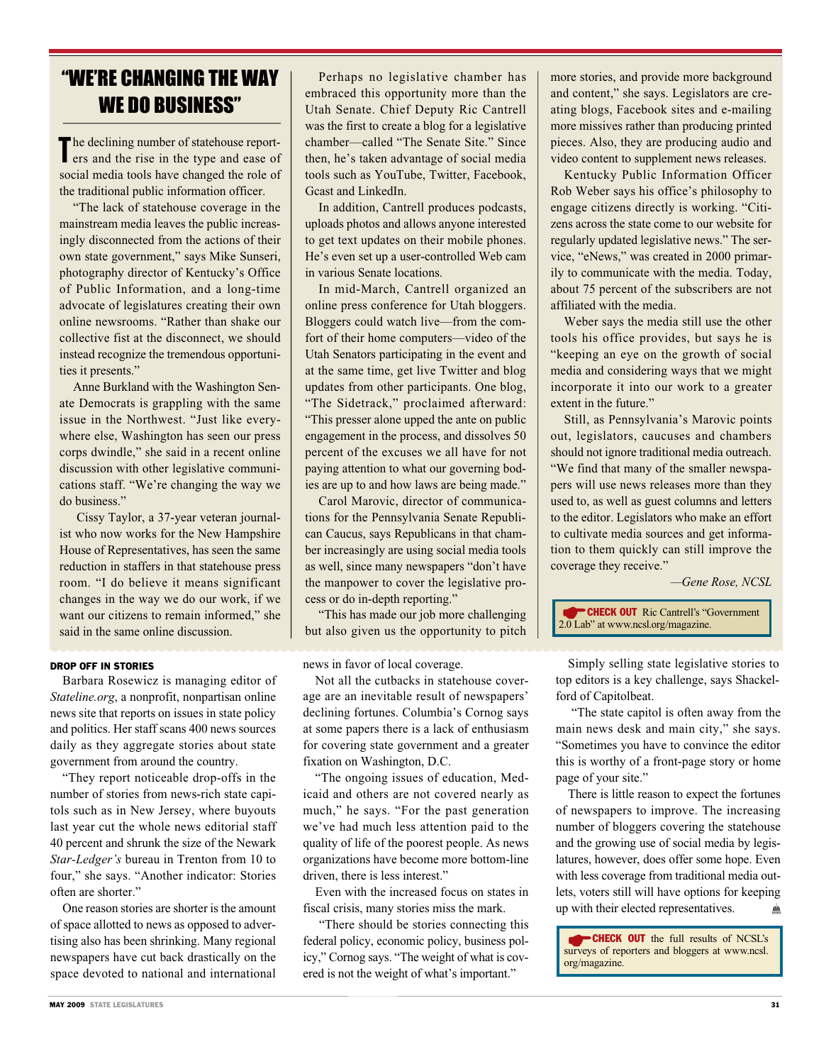## "WE'RE CHANGING THE WAY WE DO BUSINESS"

The declining number of statehouse reporters and the rise in the type and ease of social media tools have changed the role of the traditional public information officer.

"The lack of statehouse coverage in the mainstream media leaves the public increasingly disconnected from the actions of their own state government," says Mike Sunseri, photography director of Kentucky's Office of Public Information, and a long-time advocate of legislatures creating their own online newsrooms. "Rather than shake our collective fist at the disconnect, we should instead recognize the tremendous opportunities it presents."

Anne Burkland with the Washington Senate Democrats is grappling with the same issue in the Northwest. "Just like everywhere else, Washington has seen our press corps dwindle," she said in a recent online discussion with other legislative communications staff. "We're changing the way we do business."

Cissy Taylor, a 37-year veteran journalist who now works for the New Hampshire House of Representatives, has seen the same reduction in staffers in that statehouse press room. "I do believe it means significant changes in the way we do our work, if we want our citizens to remain informed," she said in the same online discussion.

Perhaps no legislative chamber has embraced this opportunity more than the Utah Senate. Chief Deputy Ric Cantrell was the first to create a blog for a legislative chamber—called "The Senate Site." Since then, he's taken advantage of social media tools such as YouTube, Twitter, Facebook, Gcast and LinkedIn.

In addition, Cantrell produces podcasts, uploads photos and allows anyone interested to get text updates on their mobile phones. He's even set up a user-controlled Web cam in various Senate locations.

In mid-March, Cantrell organized an online press conference for Utah bloggers. Bloggers could watch live—from the comfort of their home computers—video of the Utah Senators participating in the event and at the same time, get live Twitter and blog updates from other participants. One blog, "The Sidetrack," proclaimed afterward: "This presser alone upped the ante on public engagement in the process, and dissolves 50 percent of the excuses we all have for not paying attention to what our governing bodies are up to and how laws are being made."

Carol Marovic, director of communications for the Pennsylvania Senate Republican Caucus, says Republicans in that chamber increasingly are using social media tools as well, since many newspapers "don't have the manpower to cover the legislative process or do in-depth reporting."

"This has made our job more challenging but also given us the opportunity to pitch more stories, and provide more background and content," she says. Legislators are creating blogs, Facebook sites and e-mailing more missives rather than producing printed pieces. Also, they are producing audio and video content to supplement news releases.

Kentucky Public Information Officer Rob Weber says his office's philosophy to engage citizens directly is working. "Citizens across the state come to our website for regularly updated legislative news." The service, "eNews," was created in 2000 primarily to communicate with the media. Today, about 75 percent of the subscribers are not affiliated with the media.

Weber says the media still use the other tools his office provides, but says he is "keeping an eye on the growth of social media and considering ways that we might incorporate it into our work to a greater extent in the future."

Still, as Pennsylvania's Marovic points out, legislators, caucuses and chambers should not ignore traditional media outreach. "We find that many of the smaller newspapers will use news releases more than they used to, as well as guest columns and letters to the editor. Legislators who make an effort to cultivate media sources and get information to them quickly can still improve the coverage they receive."

*—Gene Rose, NCSL*

**CHECK OUT** Ric Cantrell's "Government 2.0 Lab" at www.ncsl.org/magazine.

### DROP OFF IN STORIES

Barbara Rosewicz is managing editor of *Stateline.org*, a nonprofit, nonpartisan online news site that reports on issues in state policy and politics. Her staff scans 400 news sources daily as they aggregate stories about state government from around the country.

"They report noticeable drop-offs in the number of stories from news-rich state capitols such as in New Jersey, where buyouts last year cut the whole news editorial staff 40 percent and shrunk the size of the Newark *Star-Ledger's* bureau in Trenton from 10 to four," she says. "Another indicator: Stories often are shorter."

One reason stories are shorter is the amount of space allotted to news as opposed to advertising also has been shrinking. Many regional newspapers have cut back drastically on the space devoted to national and international news in favor of local coverage.

Not all the cutbacks in statehouse coverage are an inevitable result of newspapers' declining fortunes. Columbia's Cornog says at some papers there is a lack of enthusiasm for covering state government and a greater fixation on Washington, D.C.

"The ongoing issues of education, Medicaid and others are not covered nearly as much," he says. "For the past generation we've had much less attention paid to the quality of life of the poorest people. As news organizations have become more bottom-line driven, there is less interest."

Even with the increased focus on states in fiscal crisis, many stories miss the mark.

"There should be stories connecting this federal policy, economic policy, business policy," Cornog says. "The weight of what is covered is not the weight of what's important."

Simply selling state legislative stories to top editors is a key challenge, says Shackelford of Capitolbeat.

"The state capitol is often away from the main news desk and main city," she says. "Sometimes you have to convince the editor this is worthy of a front-page story or home page of your site."

There is little reason to expect the fortunes of newspapers to improve. The increasing number of bloggers covering the statehouse and the growing use of social media by legislatures, however, does offer some hope. Even with less coverage from traditional media outlets, voters still will have options for keeping up with their elected representatives.

**CHECK OUT** the full results of NCSL's surveys of reporters and bloggers at www.ncsl.org/magazine.